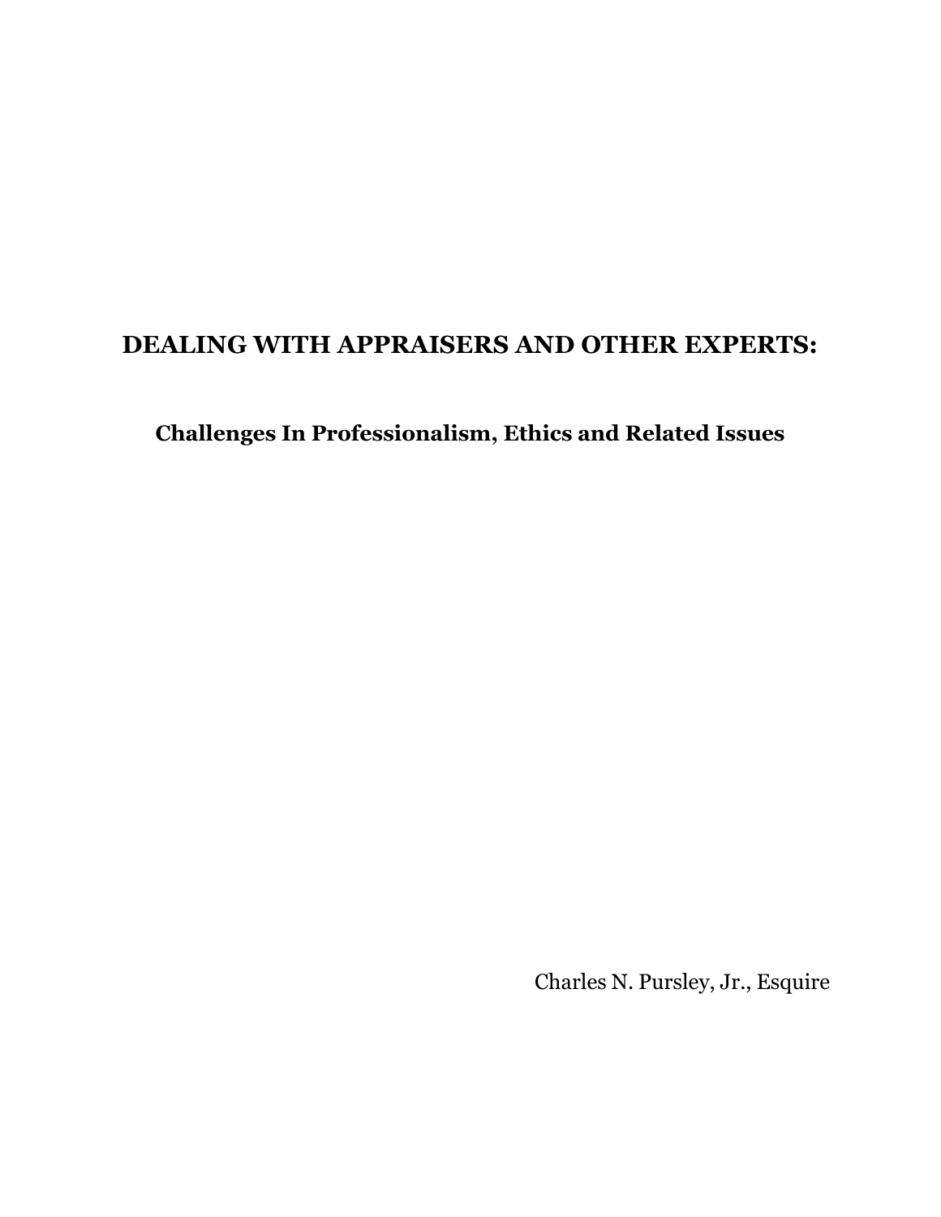# DEALING WITH APPRAISERS AND OTHER EXPERTS:

## Challenges In Professionalism, Ethics and Related Issues

Charles N. Pursley, Jr., Esquire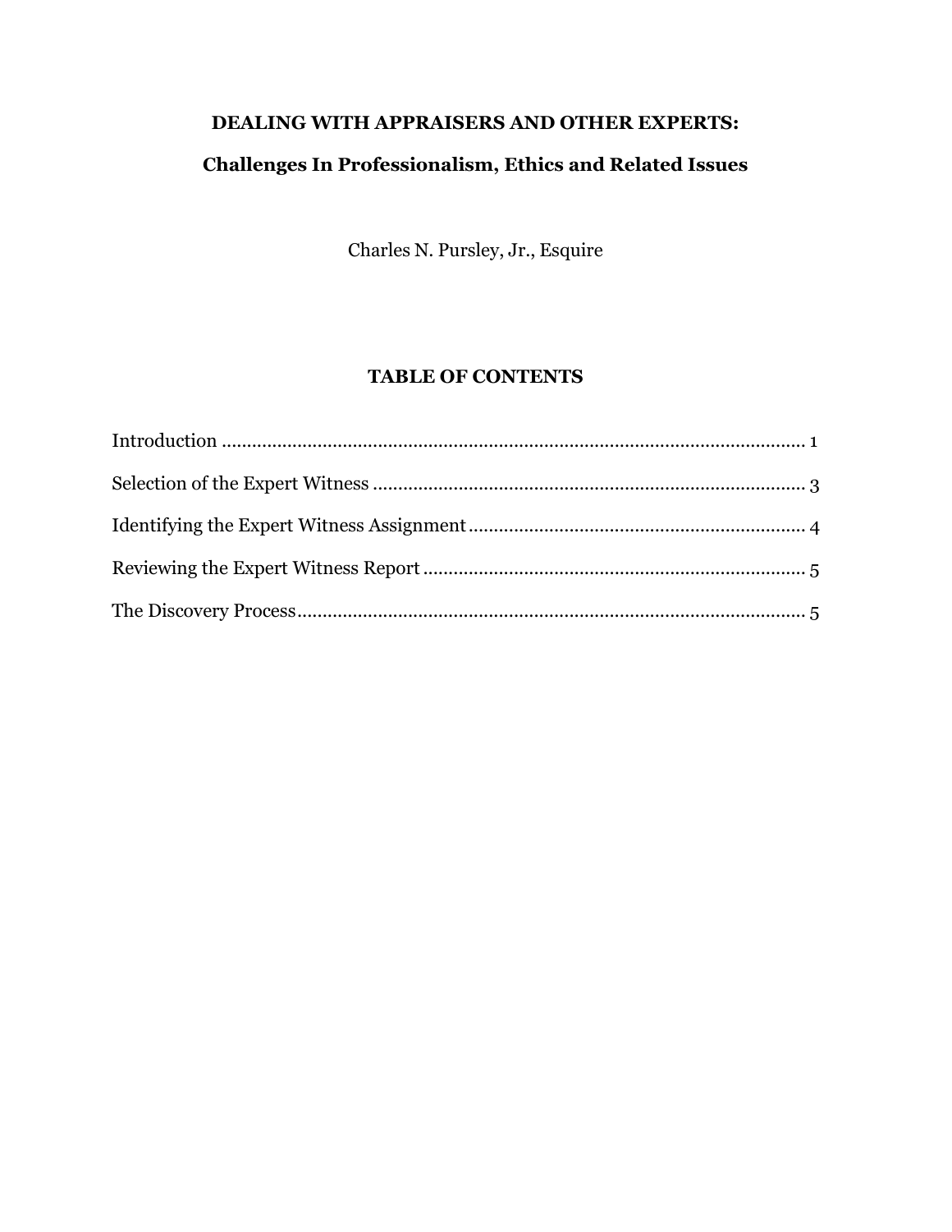# DEALING WITH APPRAISERS AND OTHER EXPERTS:

## Challenges In Professionalism, Ethics and Related Issues

Charles N. Pursley, Jr., Esquire

## TABLE OF CONTENTS

Introduction ........................................................................................................ 1

Selection of the Expert Witness ......................................................................... 3

Identifying the Expert Witness Assignment ........................................................ 4

Reviewing the Expert Witness Report ................................................................ 5

The Discovery Process ........................................................................................ 5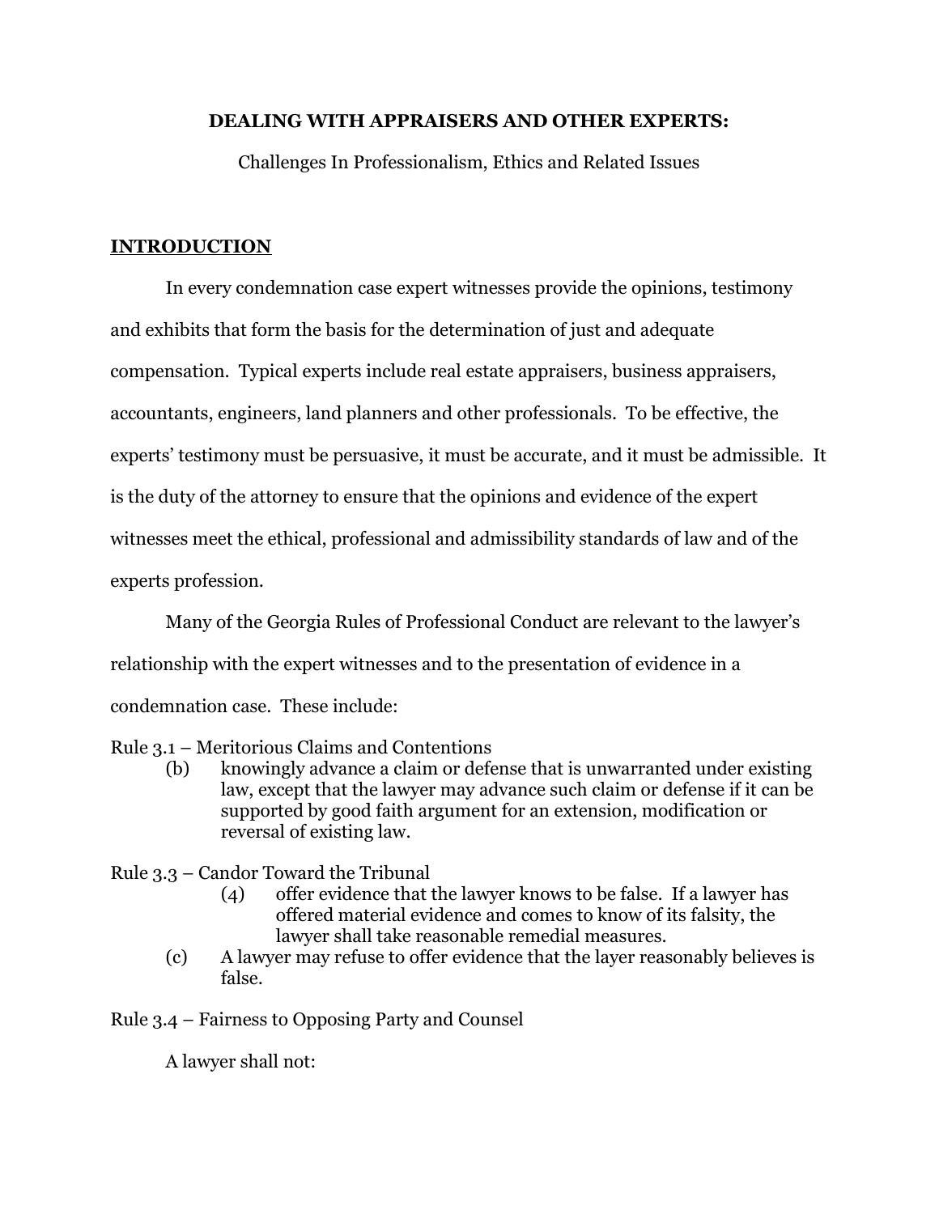**DEALING WITH APPRAISERS AND OTHER EXPERTS:**

Challenges In Professionalism, Ethics and Related Issues

## INTRODUCTION

In every condemnation case expert witnesses provide the opinions, testimony and exhibits that form the basis for the determination of just and adequate compensation. Typical experts include real estate appraisers, business appraisers, accountants, engineers, land planners and other professionals. To be effective, the experts' testimony must be persuasive, it must be accurate, and it must be admissible. It is the duty of the attorney to ensure that the opinions and evidence of the expert witnesses meet the ethical, professional and admissibility standards of law and of the experts profession.

Many of the Georgia Rules of Professional Conduct are relevant to the lawyer's relationship with the expert witnesses and to the presentation of evidence in a condemnation case. These include:

Rule 3.1 – Meritorious Claims and Contentions

> (b) knowingly advance a claim or defense that is unwarranted under existing law, except that the lawyer may advance such claim or defense if it can be supported by good faith argument for an extension, modification or reversal of existing law.

Rule 3.3 – Candor Toward the Tribunal

> (4) offer evidence that the lawyer knows to be false. If a lawyer has offered material evidence and comes to know of its falsity, the lawyer shall take reasonable remedial measures.
>
> (c) A lawyer may refuse to offer evidence that the layer reasonably believes is false.

Rule 3.4 – Fairness to Opposing Party and Counsel

A lawyer shall not: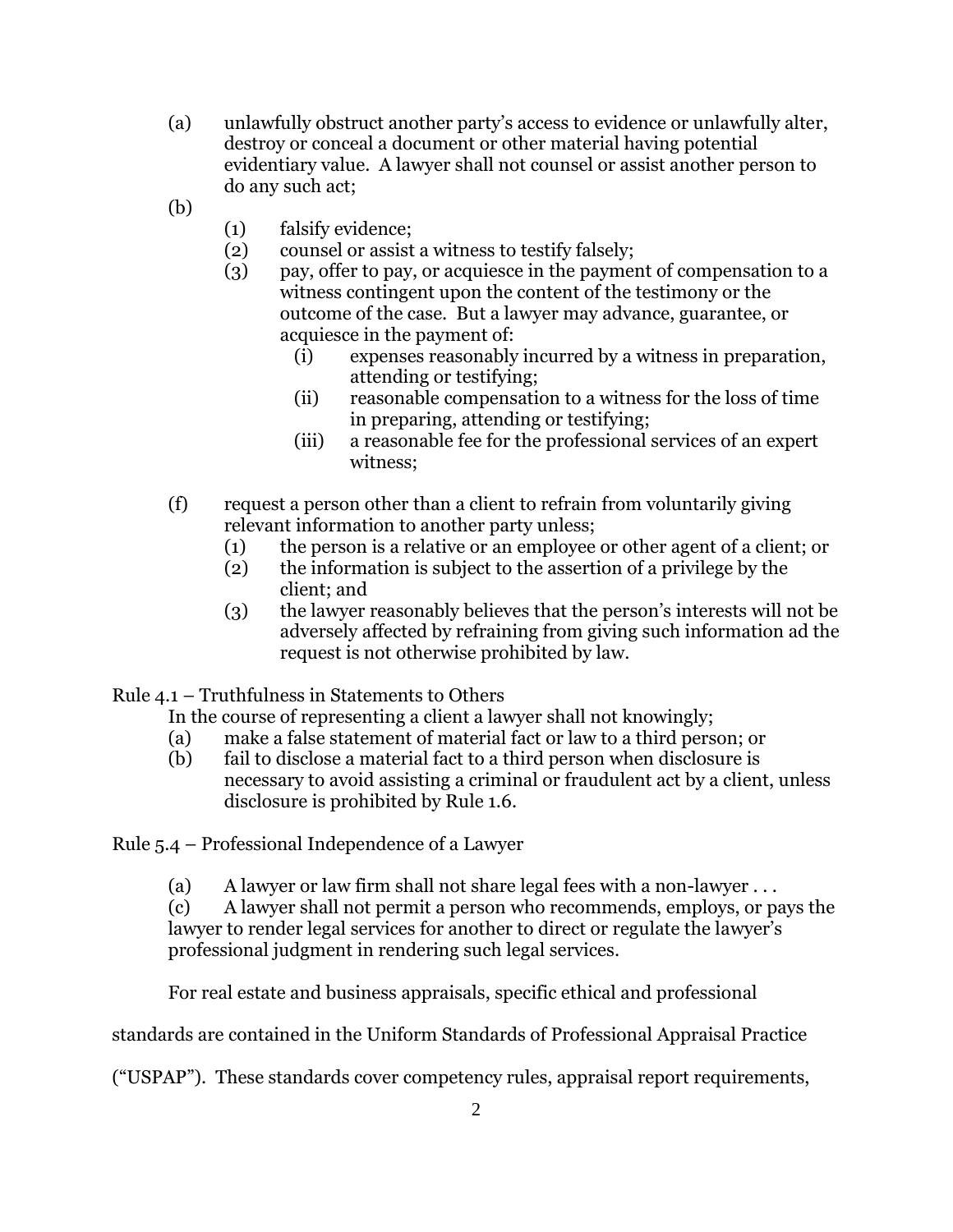(a) unlawfully obstruct another party's access to evidence or unlawfully alter, destroy or conceal a document or other material having potential evidentiary value. A lawyer shall not counsel or assist another person to do any such act;

(b)
   - (1) falsify evidence;
   - (2) counsel or assist a witness to testify falsely;
   - (3) pay, offer to pay, or acquiesce in the payment of compensation to a witness contingent upon the content of the testimony or the outcome of the case. But a lawyer may advance, guarantee, or acquiesce in the payment of:
     - (i) expenses reasonably incurred by a witness in preparation, attending or testifying;
     - (ii) reasonable compensation to a witness for the loss of time in preparing, attending or testifying;
     - (iii) a reasonable fee for the professional services of an expert witness;

(f) request a person other than a client to refrain from voluntarily giving relevant information to another party unless;
   - (1) the person is a relative or an employee or other agent of a client; or
   - (2) the information is subject to the assertion of a privilege by the client; and
   - (3) the lawyer reasonably believes that the person's interests will not be adversely affected by refraining from giving such information ad the request is not otherwise prohibited by law.

Rule 4.1 – Truthfulness in Statements to Others

In the course of representing a client a lawyer shall not knowingly;

(a) make a false statement of material fact or law to a third person; or

(b) fail to disclose a material fact to a third person when disclosure is necessary to avoid assisting a criminal or fraudulent act by a client, unless disclosure is prohibited by Rule 1.6.

Rule 5.4 – Professional Independence of a Lawyer

(a) A lawyer or law firm shall not share legal fees with a non-lawyer . . .

(c) A lawyer shall not permit a person who recommends, employs, or pays the lawyer to render legal services for another to direct or regulate the lawyer's professional judgment in rendering such legal services.

For real estate and business appraisals, specific ethical and professional standards are contained in the Uniform Standards of Professional Appraisal Practice ("USPAP"). These standards cover competency rules, appraisal report requirements,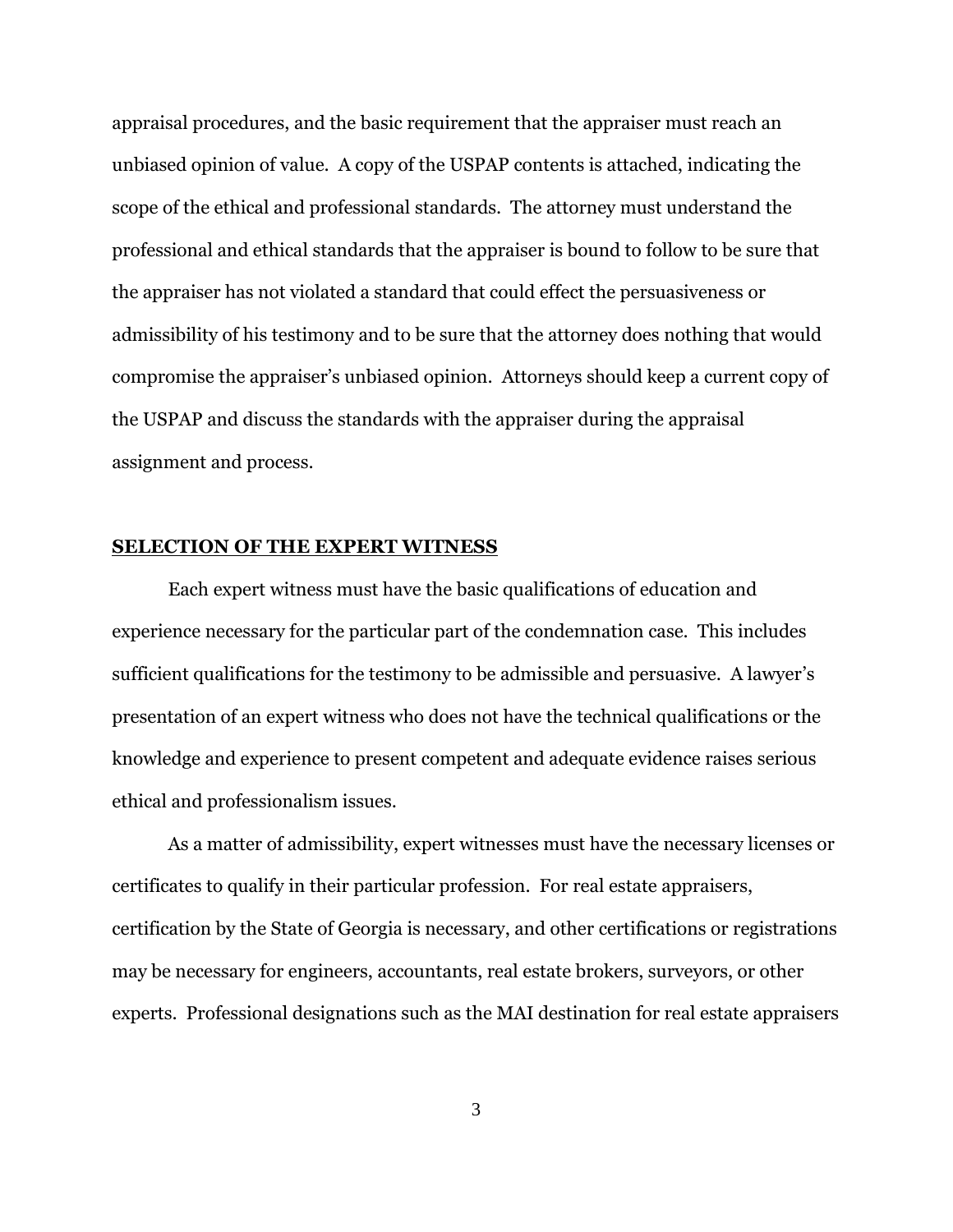appraisal procedures, and the basic requirement that the appraiser must reach an unbiased opinion of value. A copy of the USPAP contents is attached, indicating the scope of the ethical and professional standards. The attorney must understand the professional and ethical standards that the appraiser is bound to follow to be sure that the appraiser has not violated a standard that could effect the persuasiveness or admissibility of his testimony and to be sure that the attorney does nothing that would compromise the appraiser's unbiased opinion. Attorneys should keep a current copy of the USPAP and discuss the standards with the appraiser during the appraisal assignment and process.

## SELECTION OF THE EXPERT WITNESS

Each expert witness must have the basic qualifications of education and experience necessary for the particular part of the condemnation case. This includes sufficient qualifications for the testimony to be admissible and persuasive. A lawyer's presentation of an expert witness who does not have the technical qualifications or the knowledge and experience to present competent and adequate evidence raises serious ethical and professionalism issues.

As a matter of admissibility, expert witnesses must have the necessary licenses or certificates to qualify in their particular profession. For real estate appraisers, certification by the State of Georgia is necessary, and other certifications or registrations may be necessary for engineers, accountants, real estate brokers, surveyors, or other experts. Professional designations such as the MAI destination for real estate appraisers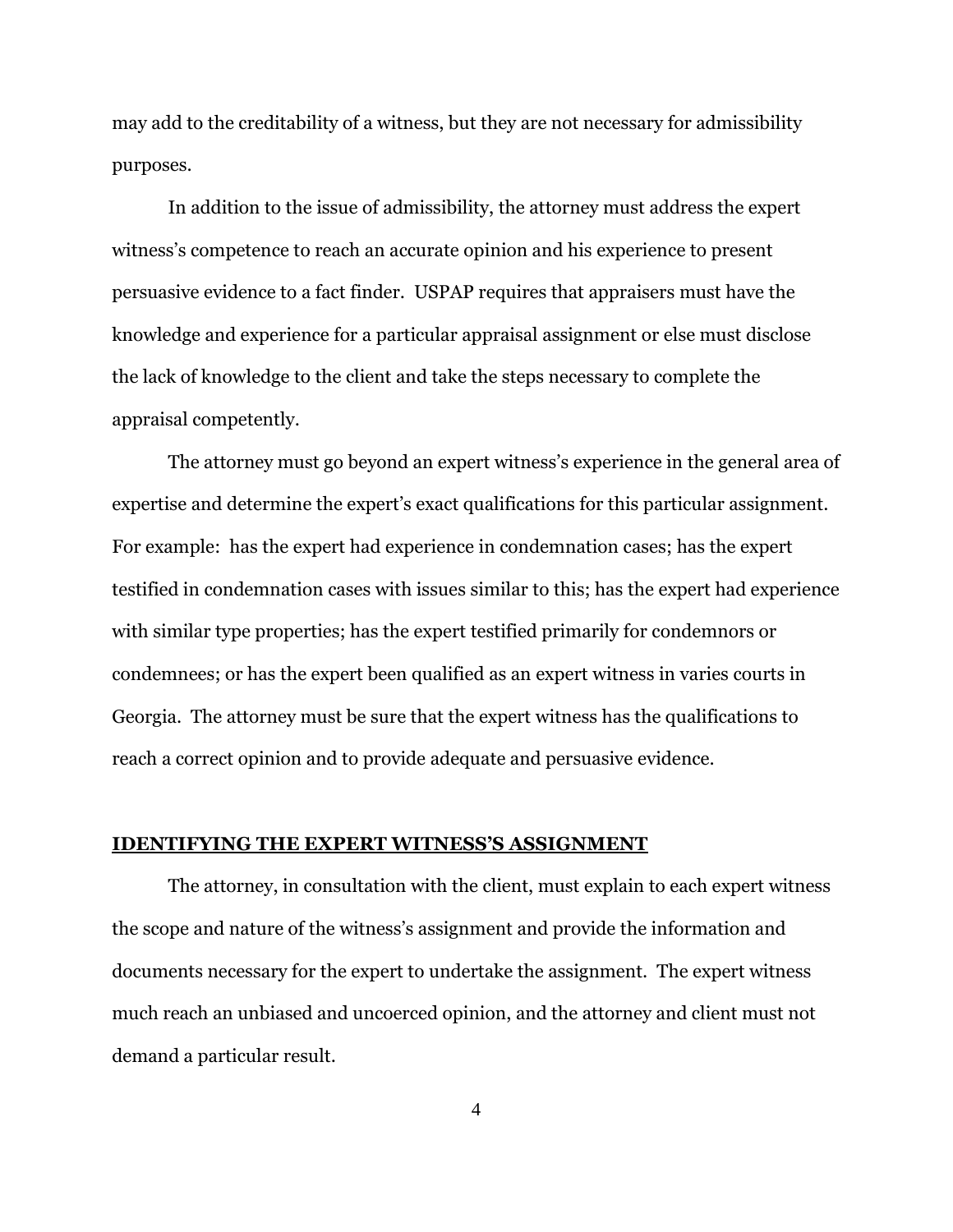may add to the creditability of a witness, but they are not necessary for admissibility purposes.

In addition to the issue of admissibility, the attorney must address the expert witness's competence to reach an accurate opinion and his experience to present persuasive evidence to a fact finder. USPAP requires that appraisers must have the knowledge and experience for a particular appraisal assignment or else must disclose the lack of knowledge to the client and take the steps necessary to complete the appraisal competently.

The attorney must go beyond an expert witness's experience in the general area of expertise and determine the expert's exact qualifications for this particular assignment. For example: has the expert had experience in condemnation cases; has the expert testified in condemnation cases with issues similar to this; has the expert had experience with similar type properties; has the expert testified primarily for condemnors or condemnees; or has the expert been qualified as an expert witness in varies courts in Georgia. The attorney must be sure that the expert witness has the qualifications to reach a correct opinion and to provide adequate and persuasive evidence.

## IDENTIFYING THE EXPERT WITNESS'S ASSIGNMENT

The attorney, in consultation with the client, must explain to each expert witness the scope and nature of the witness's assignment and provide the information and documents necessary for the expert to undertake the assignment. The expert witness much reach an unbiased and uncoerced opinion, and the attorney and client must not demand a particular result.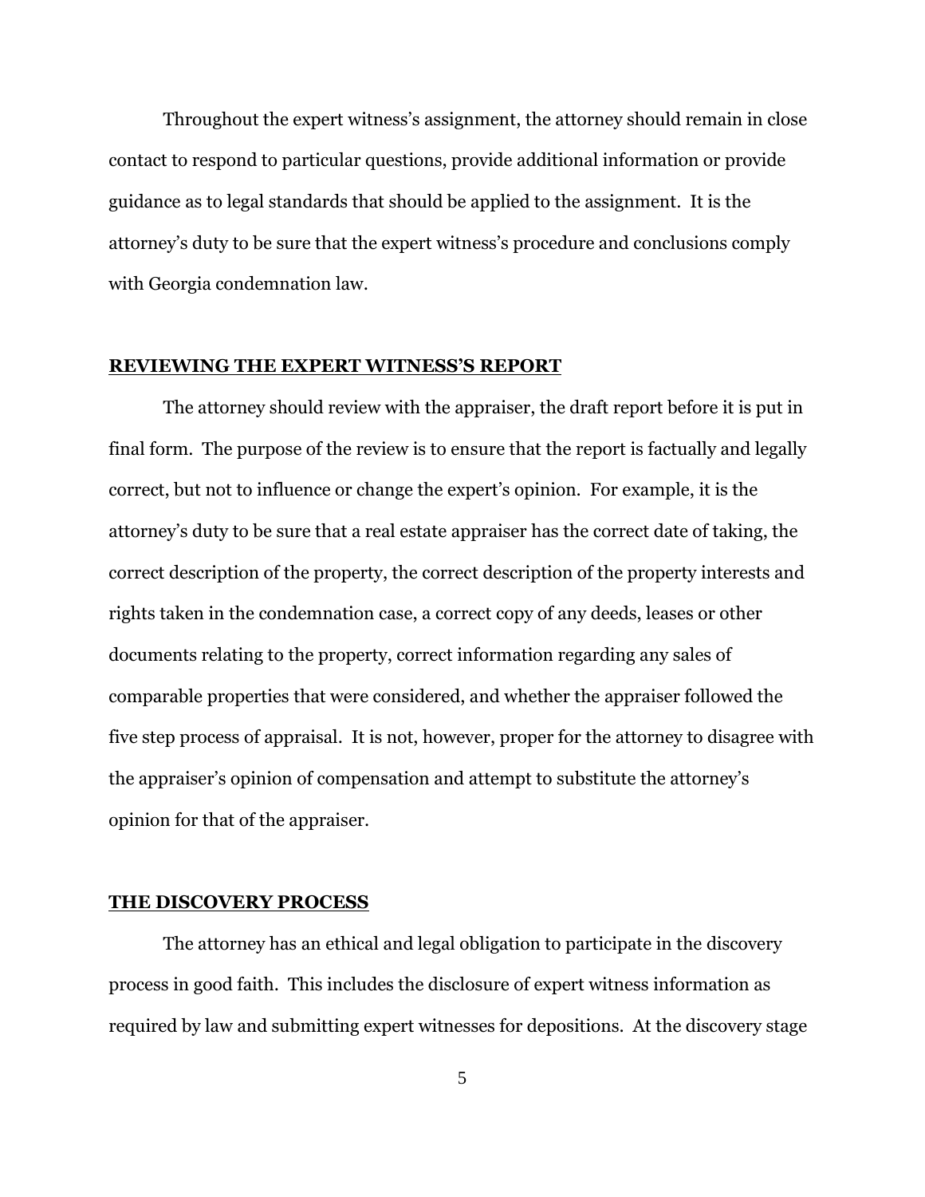Throughout the expert witness's assignment, the attorney should remain in close contact to respond to particular questions, provide additional information or provide guidance as to legal standards that should be applied to the assignment. It is the attorney's duty to be sure that the expert witness's procedure and conclusions comply with Georgia condemnation law.

## REVIEWING THE EXPERT WITNESS'S REPORT

The attorney should review with the appraiser, the draft report before it is put in final form. The purpose of the review is to ensure that the report is factually and legally correct, but not to influence or change the expert's opinion. For example, it is the attorney's duty to be sure that a real estate appraiser has the correct date of taking, the correct description of the property, the correct description of the property interests and rights taken in the condemnation case, a correct copy of any deeds, leases or other documents relating to the property, correct information regarding any sales of comparable properties that were considered, and whether the appraiser followed the five step process of appraisal. It is not, however, proper for the attorney to disagree with the appraiser's opinion of compensation and attempt to substitute the attorney's opinion for that of the appraiser.

## THE DISCOVERY PROCESS

The attorney has an ethical and legal obligation to participate in the discovery process in good faith. This includes the disclosure of expert witness information as required by law and submitting expert witnesses for depositions. At the discovery stage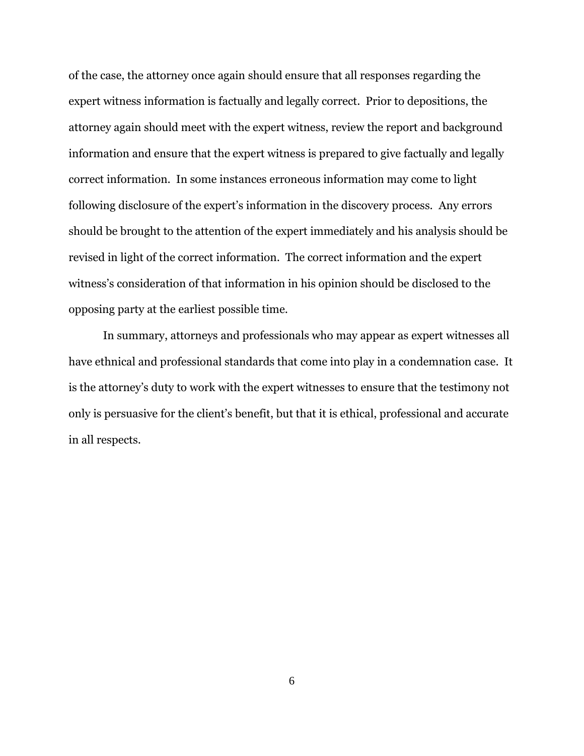of the case, the attorney once again should ensure that all responses regarding the expert witness information is factually and legally correct. Prior to depositions, the attorney again should meet with the expert witness, review the report and background information and ensure that the expert witness is prepared to give factually and legally correct information. In some instances erroneous information may come to light following disclosure of the expert's information in the discovery process. Any errors should be brought to the attention of the expert immediately and his analysis should be revised in light of the correct information. The correct information and the expert witness's consideration of that information in his opinion should be disclosed to the opposing party at the earliest possible time.

In summary, attorneys and professionals who may appear as expert witnesses all have ethnical and professional standards that come into play in a condemnation case. It is the attorney's duty to work with the expert witnesses to ensure that the testimony not only is persuasive for the client's benefit, but that it is ethical, professional and accurate in all respects.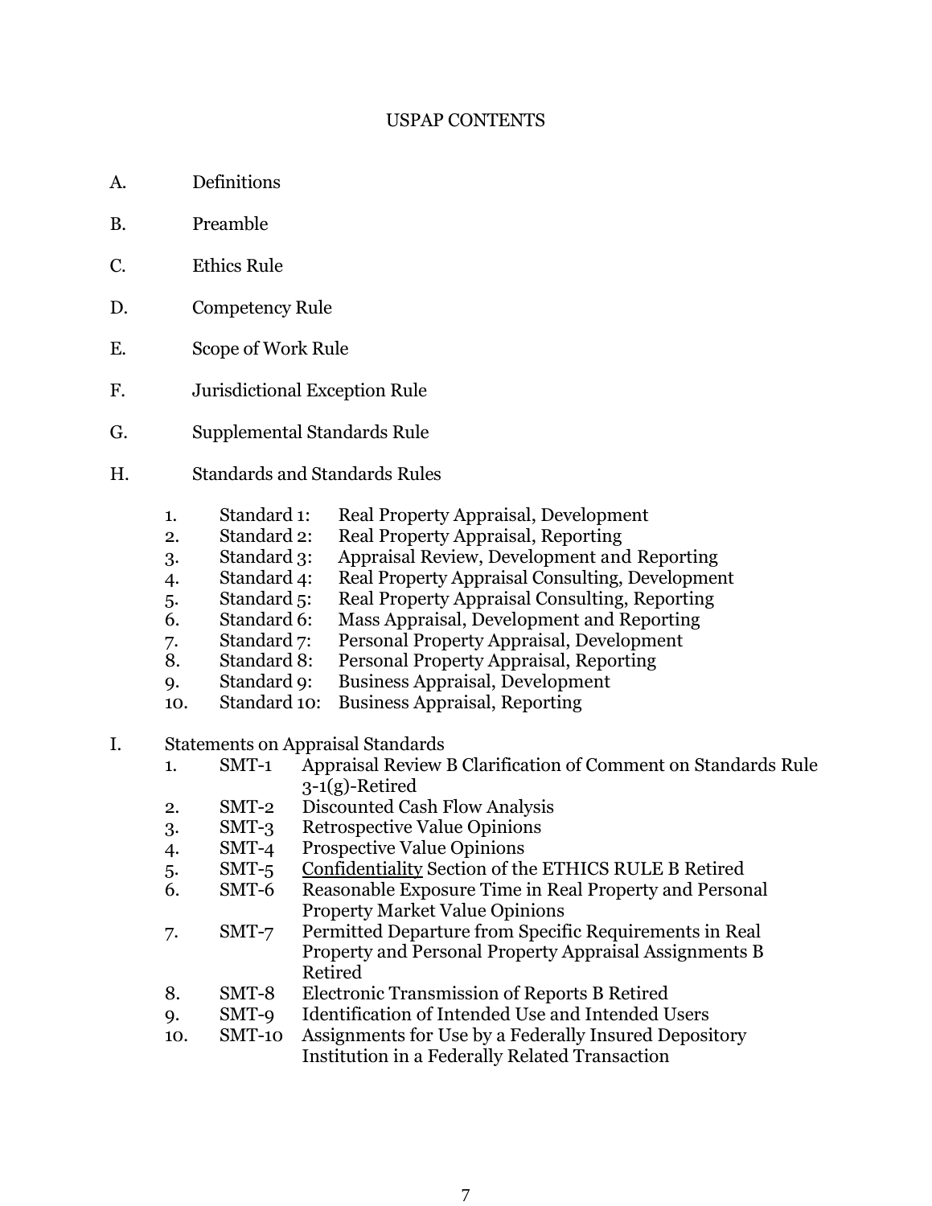# USPAP CONTENTS

A. Definitions

B. Preamble

C. Ethics Rule

D. Competency Rule

E. Scope of Work Rule

F. Jurisdictional Exception Rule

G. Supplemental Standards Rule

H. Standards and Standards Rules

1. Standard 1: Real Property Appraisal, Development
2. Standard 2: Real Property Appraisal, Reporting
3. Standard 3: Appraisal Review, Development and Reporting
4. Standard 4: Real Property Appraisal Consulting, Development
5. Standard 5: Real Property Appraisal Consulting, Reporting
6. Standard 6: Mass Appraisal, Development and Reporting
7. Standard 7: Personal Property Appraisal, Development
8. Standard 8: Personal Property Appraisal, Reporting
9. Standard 9: Business Appraisal, Development
10. Standard 10: Business Appraisal, Reporting

I. Statements on Appraisal Standards

1. SMT-1 Appraisal Review B Clarification of Comment on Standards Rule 3-1(g)-Retired
2. SMT-2 Discounted Cash Flow Analysis
3. SMT-3 Retrospective Value Opinions
4. SMT-4 Prospective Value Opinions
5. SMT-5 <u>Confidentiality</u> Section of the ETHICS RULE B Retired
6. SMT-6 Reasonable Exposure Time in Real Property and Personal Property Market Value Opinions
7. SMT-7 Permitted Departure from Specific Requirements in Real Property and Personal Property Appraisal Assignments B Retired
8. SMT-8 Electronic Transmission of Reports B Retired
9. SMT-9 Identification of Intended Use and Intended Users
10. SMT-10 Assignments for Use by a Federally Insured Depository Institution in a Federally Related Transaction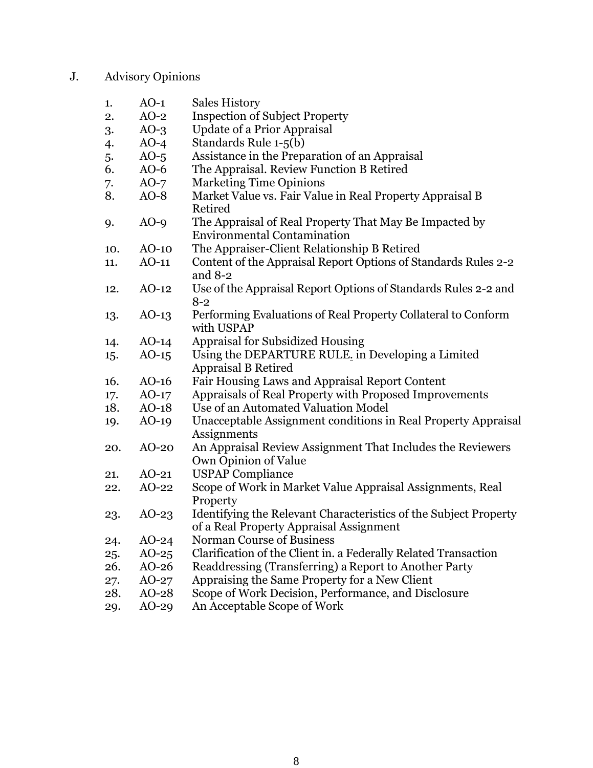J. Advisory Opinions

1. AO-1 Sales History
2. AO-2 Inspection of Subject Property
3. AO-3 Update of a Prior Appraisal
4. AO-4 Standards Rule 1-5(b)
5. AO-5 Assistance in the Preparation of an Appraisal
6. AO-6 The Appraisal. Review Function B Retired
7. AO-7 Marketing Time Opinions
8. AO-8 Market Value vs. Fair Value in Real Property Appraisal B Retired
9. AO-9 The Appraisal of Real Property That May Be Impacted by Environmental Contamination
10. AO-10 The Appraiser-Client Relationship B Retired
11. AO-11 Content of the Appraisal Report Options of Standards Rules 2-2 and 8-2
12. AO-12 Use of the Appraisal Report Options of Standards Rules 2-2 and 8-2
13. AO-13 Performing Evaluations of Real Property Collateral to Conform with USPAP
14. AO-14 Appraisal for Subsidized Housing
15. AO-15 Using the DEPARTURE RULE. in Developing a Limited Appraisal B Retired
16. AO-16 Fair Housing Laws and Appraisal Report Content
17. AO-17 Appraisals of Real Property with Proposed Improvements
18. AO-18 Use of an Automated Valuation Model
19. AO-19 Unacceptable Assignment conditions in Real Property Appraisal Assignments
20. AO-20 An Appraisal Review Assignment That Includes the Reviewers Own Opinion of Value
21. AO-21 USPAP Compliance
22. AO-22 Scope of Work in Market Value Appraisal Assignments, Real Property
23. AO-23 Identifying the Relevant Characteristics of the Subject Property of a Real Property Appraisal Assignment
24. AO-24 Norman Course of Business
25. AO-25 Clarification of the Client in. a Federally Related Transaction
26. AO-26 Readdressing (Transferring) a Report to Another Party
27. AO-27 Appraising the Same Property for a New Client
28. AO-28 Scope of Work Decision, Performance, and Disclosure
29. AO-29 An Acceptable Scope of Work